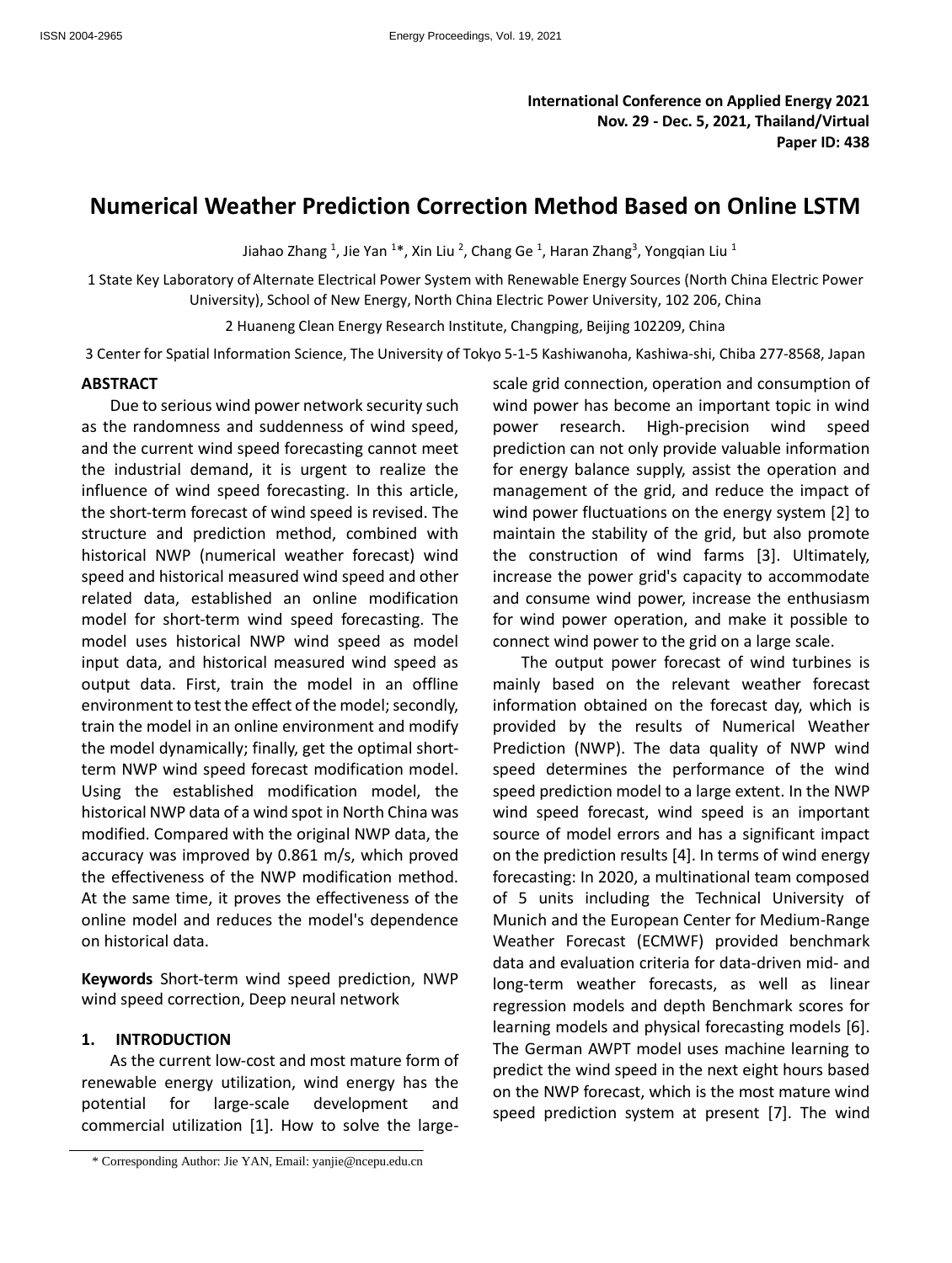**International Conference on Applied Energy 2021**
**Nov. 29 - Dec. 5, 2021, Thailand/Virtual**
**Paper ID: 438**

# Numerical Weather Prediction Correction Method Based on Online LSTM

Jiahao Zhang [1], Jie Yan [1]*, Xin Liu [2], Chang Ge [1], Haran Zhang[3], Yongqian Liu [1]

1 State Key Laboratory of Alternate Electrical Power System with Renewable Energy Sources (North China Electric Power University), School of New Energy, North China Electric Power University, 102 206, China

2 Huaneng Clean Energy Research Institute, Changping, Beijing 102209, China

3 Center for Spatial Information Science, The University of Tokyo 5-1-5 Kashiwanoha, Kashiwa-shi, Chiba 277-8568, Japan

## ABSTRACT

Due to serious wind power network security such as the randomness and suddenness of wind speed, and the current wind speed forecasting cannot meet the industrial demand, it is urgent to realize the influence of wind speed forecasting. In this article, the short-term forecast of wind speed is revised. The structure and prediction method, combined with historical NWP (numerical weather forecast) wind speed and historical measured wind speed and other related data, established an online modification model for short-term wind speed forecasting. The model uses historical NWP wind speed as model input data, and historical measured wind speed as output data. First, train the model in an offline environment to test the effect of the model; secondly, train the model in an online environment and modify the model dynamically; finally, get the optimal short-term NWP wind speed forecast modification model. Using the established modification model, the historical NWP data of a wind spot in North China was modified. Compared with the original NWP data, the accuracy was improved by 0.861 m/s, which proved the effectiveness of the NWP modification method. At the same time, it proves the effectiveness of the online model and reduces the model's dependence on historical data.

**Keywords** Short-term wind speed prediction, NWP wind speed correction, Deep neural network

## 1. INTRODUCTION

As the current low-cost and most mature form of renewable energy utilization, wind energy has the potential for large-scale development and commercial utilization [1]. How to solve the large-scale grid connection, operation and consumption of wind power has become an important topic in wind power research. High-precision wind speed prediction can not only provide valuable information for energy balance supply, assist the operation and management of the grid, and reduce the impact of wind power fluctuations on the energy system [2] to maintain the stability of the grid, but also promote the construction of wind farms [3]. Ultimately, increase the power grid's capacity to accommodate and consume wind power, increase the enthusiasm for wind power operation, and make it possible to connect wind power to the grid on a large scale.

The output power forecast of wind turbines is mainly based on the relevant weather forecast information obtained on the forecast day, which is provided by the results of Numerical Weather Prediction (NWP). The data quality of NWP wind speed determines the performance of the wind speed prediction model to a large extent. In the NWP wind speed forecast, wind speed is an important source of model errors and has a significant impact on the prediction results [4]. In terms of wind energy forecasting: In 2020, a multinational team composed of 5 units including the Technical University of Munich and the European Center for Medium-Range Weather Forecast (ECMWF) provided benchmark data and evaluation criteria for data-driven mid- and long-term weather forecasts, as well as linear regression models and depth Benchmark scores for learning models and physical forecasting models [6]. The German AWPT model uses machine learning to predict the wind speed in the next eight hours based on the NWP forecast, which is the most mature wind speed prediction system at present [7]. The wind

* Corresponding Author: Jie YAN, Email: yanjie@ncepu.edu.cn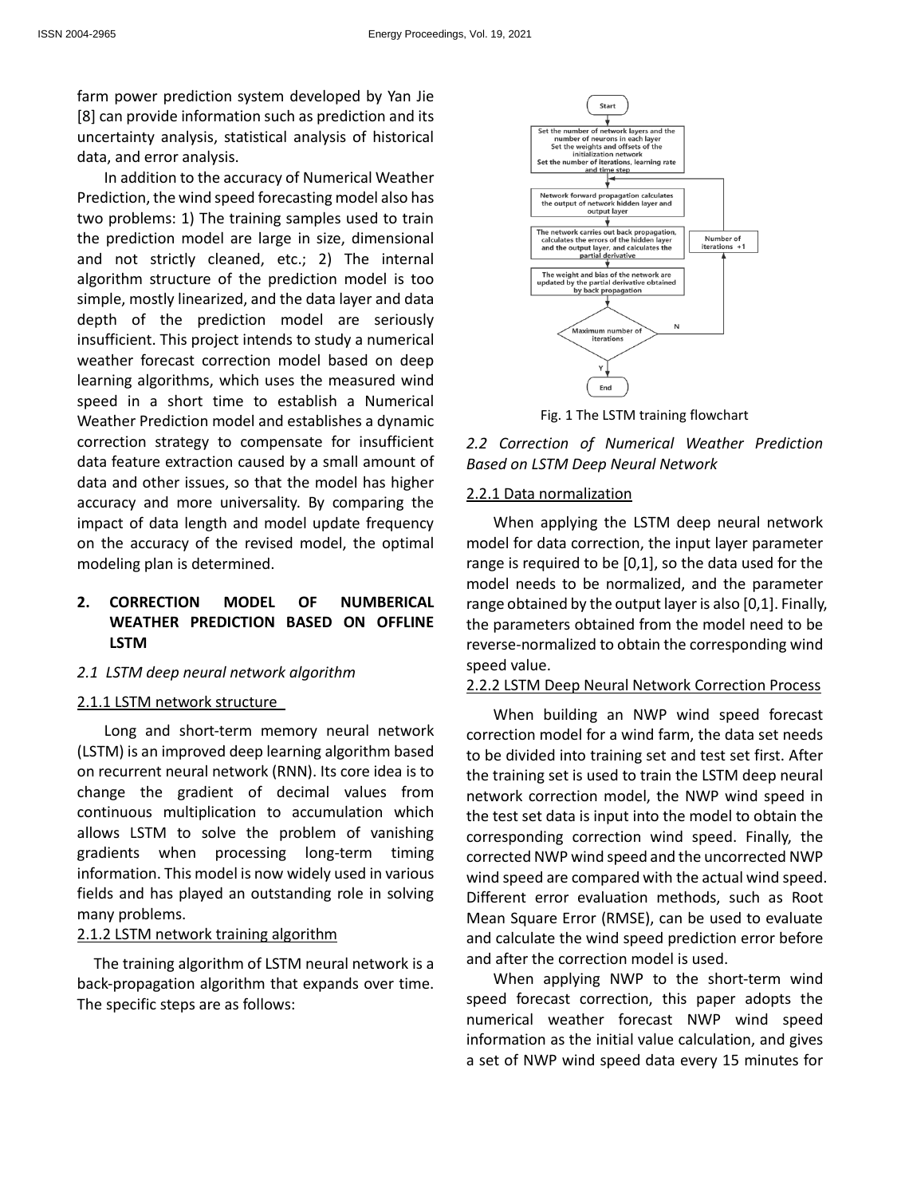farm power prediction system developed by Yan Jie [8] can provide information such as prediction and its uncertainty analysis, statistical analysis of historical data, and error analysis.

In addition to the accuracy of Numerical Weather Prediction, the wind speed forecasting model also has two problems: 1) The training samples used to train the prediction model are large in size, dimensional and not strictly cleaned, etc.; 2) The internal algorithm structure of the prediction model is too simple, mostly linearized, and the data layer and data depth of the prediction model are seriously insufficient. This project intends to study a numerical weather forecast correction model based on deep learning algorithms, which uses the measured wind speed in a short time to establish a Numerical Weather Prediction model and establishes a dynamic correction strategy to compensate for insufficient data feature extraction caused by a small amount of data and other issues, so that the model has higher accuracy and more universality. By comparing the impact of data length and model update frequency on the accuracy of the revised model, the optimal modeling plan is determined.

## 2. CORRECTION MODEL OF NUMBERICAL WEATHER PREDICTION BASED ON OFFLINE LSTM

### *2.1 LSTM deep neural network algorithm*

#### 2.1.1 LSTM network structure

Long and short-term memory neural network (LSTM) is an improved deep learning algorithm based on recurrent neural network (RNN). Its core idea is to change the gradient of decimal values from continuous multiplication to accumulation which allows LSTM to solve the problem of vanishing gradients when processing long-term timing information. This model is now widely used in various fields and has played an outstanding role in solving many problems.

#### 2.1.2 LSTM network training algorithm

The training algorithm of LSTM neural network is a back-propagation algorithm that expands over time. The specific steps are as follows:

Fig. 1 The LSTM training flowchart

### *2.2 Correction of Numerical Weather Prediction Based on LSTM Deep Neural Network*

#### 2.2.1 Data normalization

When applying the LSTM deep neural network model for data correction, the input layer parameter range is required to be [0,1], so the data used for the model needs to be normalized, and the parameter range obtained by the output layer is also [0,1]. Finally, the parameters obtained from the model need to be reverse-normalized to obtain the corresponding wind speed value.

#### 2.2.2 LSTM Deep Neural Network Correction Process

When building an NWP wind speed forecast correction model for a wind farm, the data set needs to be divided into training set and test set first. After the training set is used to train the LSTM deep neural network correction model, the NWP wind speed in the test set data is input into the model to obtain the corresponding correction wind speed. Finally, the corrected NWP wind speed and the uncorrected NWP wind speed are compared with the actual wind speed. Different error evaluation methods, such as Root Mean Square Error (RMSE), can be used to evaluate and calculate the wind speed prediction error before and after the correction model is used.

When applying NWP to the short-term wind speed forecast correction, this paper adopts the numerical weather forecast NWP wind speed information as the initial value calculation, and gives a set of NWP wind speed data every 15 minutes for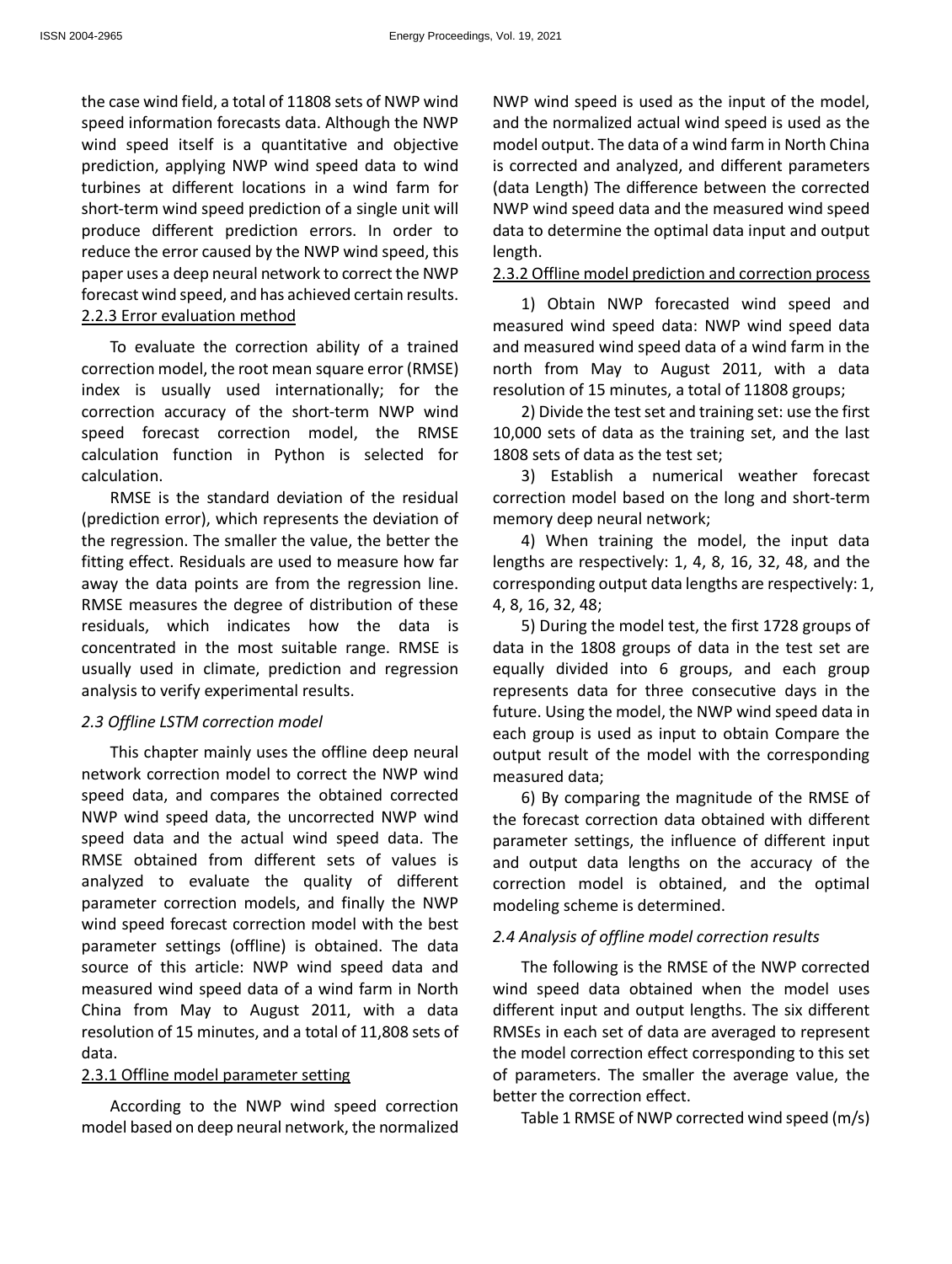the case wind field, a total of 11808 sets of NWP wind speed information forecasts data. Although the NWP wind speed itself is a quantitative and objective prediction, applying NWP wind speed data to wind turbines at different locations in a wind farm for short-term wind speed prediction of a single unit will produce different prediction errors. In order to reduce the error caused by the NWP wind speed, this paper uses a deep neural network to correct the NWP forecast wind speed, and has achieved certain results.

2.2.3 Error evaluation method

To evaluate the correction ability of a trained correction model, the root mean square error (RMSE) index is usually used internationally; for the correction accuracy of the short-term NWP wind speed forecast correction model, the RMSE calculation function in Python is selected for calculation.

RMSE is the standard deviation of the residual (prediction error), which represents the deviation of the regression. The smaller the value, the better the fitting effect. Residuals are used to measure how far away the data points are from the regression line. RMSE measures the degree of distribution of these residuals, which indicates how the data is concentrated in the most suitable range. RMSE is usually used in climate, prediction and regression analysis to verify experimental results.

*2.3 Offline LSTM correction model*

This chapter mainly uses the offline deep neural network correction model to correct the NWP wind speed data, and compares the obtained corrected NWP wind speed data, the uncorrected NWP wind speed data and the actual wind speed data. The RMSE obtained from different sets of values is analyzed to evaluate the quality of different parameter correction models, and finally the NWP wind speed forecast correction model with the best parameter settings (offline) is obtained. The data source of this article: NWP wind speed data and measured wind speed data of a wind farm in North China from May to August 2011, with a data resolution of 15 minutes, and a total of 11,808 sets of data.

2.3.1 Offline model parameter setting

According to the NWP wind speed correction model based on deep neural network, the normalized NWP wind speed is used as the input of the model, and the normalized actual wind speed is used as the model output. The data of a wind farm in North China is corrected and analyzed, and different parameters (data Length) The difference between the corrected NWP wind speed data and the measured wind speed data to determine the optimal data input and output length.

2.3.2 Offline model prediction and correction process

1) Obtain NWP forecasted wind speed and measured wind speed data: NWP wind speed data and measured wind speed data of a wind farm in the north from May to August 2011, with a data resolution of 15 minutes, a total of 11808 groups;

2) Divide the test set and training set: use the first 10,000 sets of data as the training set, and the last 1808 sets of data as the test set;

3) Establish a numerical weather forecast correction model based on the long and short-term memory deep neural network;

4) When training the model, the input data lengths are respectively: 1, 4, 8, 16, 32, 48, and the corresponding output data lengths are respectively: 1, 4, 8, 16, 32, 48;

5) During the model test, the first 1728 groups of data in the 1808 groups of data in the test set are equally divided into 6 groups, and each group represents data for three consecutive days in the future. Using the model, the NWP wind speed data in each group is used as input to obtain Compare the output result of the model with the corresponding measured data;

6) By comparing the magnitude of the RMSE of the forecast correction data obtained with different parameter settings, the influence of different input and output data lengths on the accuracy of the correction model is obtained, and the optimal modeling scheme is determined.

*2.4 Analysis of offline model correction results*

The following is the RMSE of the NWP corrected wind speed data obtained when the model uses different input and output lengths. The six different RMSEs in each set of data are averaged to represent the model correction effect corresponding to this set of parameters. The smaller the average value, the better the correction effect.

Table 1 RMSE of NWP corrected wind speed (m/s)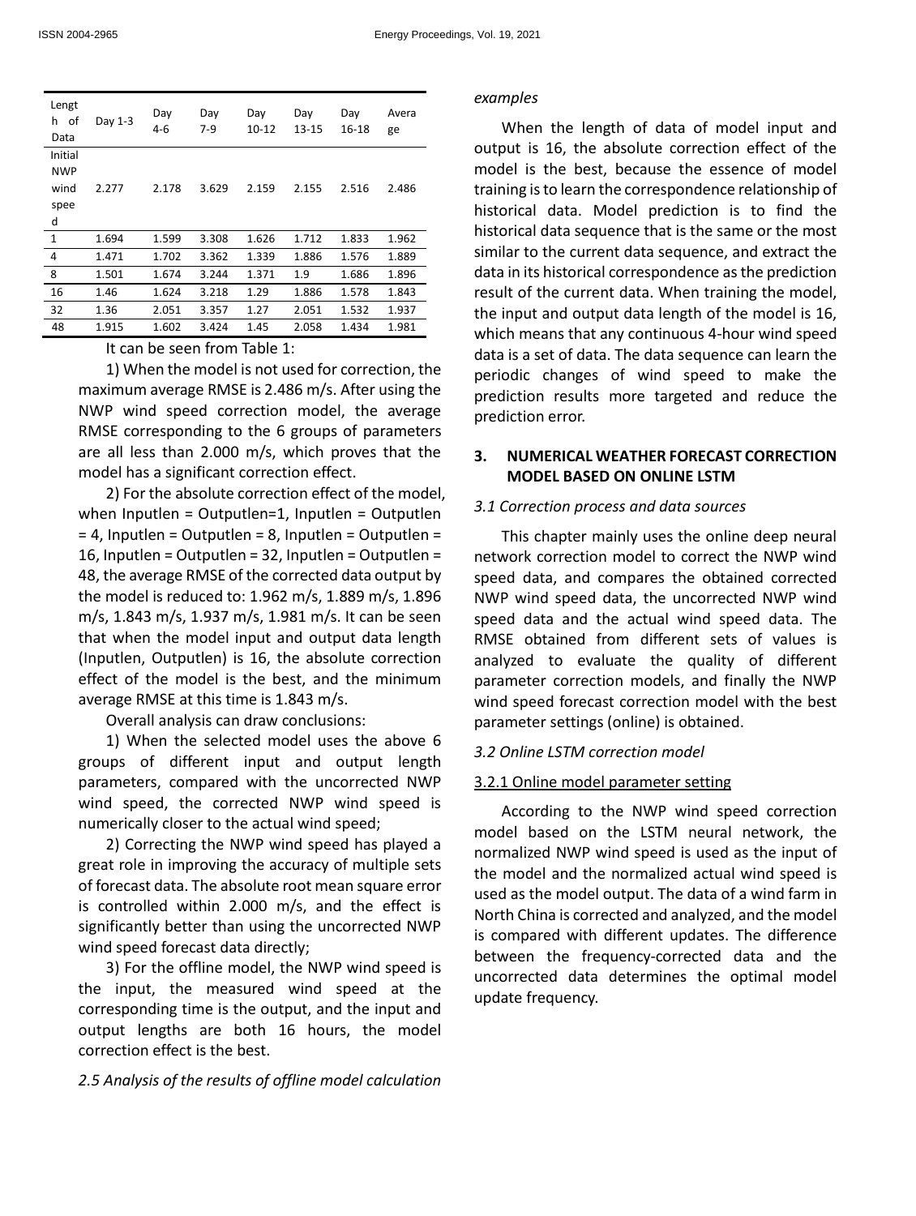| Length of Data | Day 1-3 | Day 4-6 | Day 7-9 | Day 10-12 | Day 13-15 | Day 16-18 | Average |
|---|---|---|---|---|---|---|---|
| Initial NWP wind speed | 2.277 | 2.178 | 3.629 | 2.159 | 2.155 | 2.516 | 2.486 |
| 1 | 1.694 | 1.599 | 3.308 | 1.626 | 1.712 | 1.833 | 1.962 |
| 4 | 1.471 | 1.702 | 3.362 | 1.339 | 1.886 | 1.576 | 1.889 |
| 8 | 1.501 | 1.674 | 3.244 | 1.371 | 1.9 | 1.686 | 1.896 |
| 16 | 1.46 | 1.624 | 3.218 | 1.29 | 1.886 | 1.578 | 1.843 |
| 32 | 1.36 | 2.051 | 3.357 | 1.27 | 2.051 | 1.532 | 1.937 |
| 48 | 1.915 | 1.602 | 3.424 | 1.45 | 2.058 | 1.434 | 1.981 |

It can be seen from Table 1:

1) When the model is not used for correction, the maximum average RMSE is 2.486 m/s. After using the NWP wind speed correction model, the average RMSE corresponding to the 6 groups of parameters are all less than 2.000 m/s, which proves that the model has a significant correction effect.

2) For the absolute correction effect of the model, when Inputlen = Outputlen=1, Inputlen = Outputlen = 4, Inputlen = Outputlen = 8, Inputlen = Outputlen = 16, Inputlen = Outputlen = 32, Inputlen = Outputlen = 48, the average RMSE of the corrected data output by the model is reduced to: 1.962 m/s, 1.889 m/s, 1.896 m/s, 1.843 m/s, 1.937 m/s, 1.981 m/s. It can be seen that when the model input and output data length (Inputlen, Outputlen) is 16, the absolute correction effect of the model is the best, and the minimum average RMSE at this time is 1.843 m/s.

Overall analysis can draw conclusions:

1) When the selected model uses the above 6 groups of different input and output length parameters, compared with the uncorrected NWP wind speed, the corrected NWP wind speed is numerically closer to the actual wind speed;

2) Correcting the NWP wind speed has played a great role in improving the accuracy of multiple sets of forecast data. The absolute root mean square error is controlled within 2.000 m/s, and the effect is significantly better than using the uncorrected NWP wind speed forecast data directly;

3) For the offline model, the NWP wind speed is the input, the measured wind speed at the corresponding time is the output, and the input and output lengths are both 16 hours, the model correction effect is the best.

*2.5 Analysis of the results of offline model calculation examples*

When the length of data of model input and output is 16, the absolute correction effect of the model is the best, because the essence of model training is to learn the correspondence relationship of historical data. Model prediction is to find the historical data sequence that is the same or the most similar to the current data sequence, and extract the data in its historical correspondence as the prediction result of the current data. When training the model, the input and output data length of the model is 16, which means that any continuous 4-hour wind speed data is a set of data. The data sequence can learn the periodic changes of wind speed to make the prediction results more targeted and reduce the prediction error.

## 3. NUMERICAL WEATHER FORECAST CORRECTION MODEL BASED ON ONLINE LSTM

*3.1 Correction process and data sources*

This chapter mainly uses the online deep neural network correction model to correct the NWP wind speed data, and compares the obtained corrected NWP wind speed data, the uncorrected NWP wind speed data and the actual wind speed data. The RMSE obtained from different sets of values is analyzed to evaluate the quality of different parameter correction models, and finally the NWP wind speed forecast correction model with the best parameter settings (online) is obtained.

*3.2 Online LSTM correction model*

3.2.1 Online model parameter setting

According to the NWP wind speed correction model based on the LSTM neural network, the normalized NWP wind speed is used as the input of the model and the normalized actual wind speed is used as the model output. The data of a wind farm in North China is corrected and analyzed, and the model is compared with different updates. The difference between the frequency-corrected data and the uncorrected data determines the optimal model update frequency.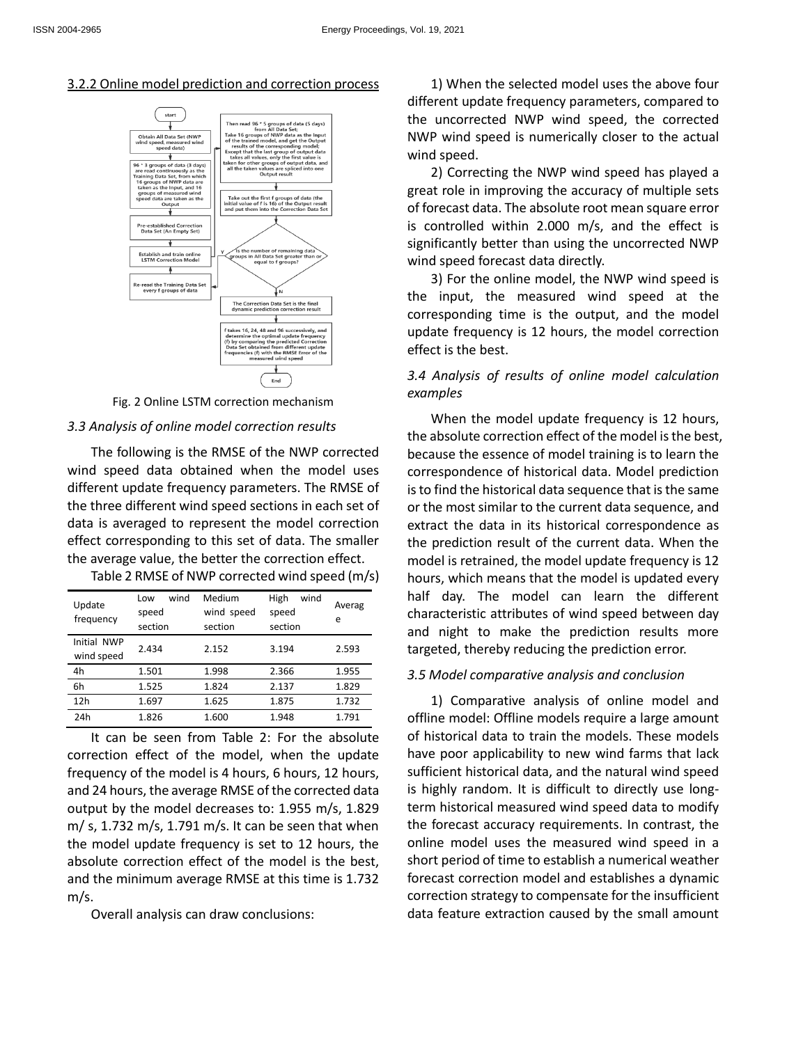#### 3.2.2 Online model prediction and correction process

Fig. 2 Online LSTM correction mechanism

### 3.3 Analysis of online model correction results

The following is the RMSE of the NWP corrected wind speed data obtained when the model uses different update frequency parameters. The RMSE of the three different wind speed sections in each set of data is averaged to represent the model correction effect corresponding to this set of data. The smaller the average value, the better the correction effect.

Table 2 RMSE of NWP corrected wind speed (m/s)

| Update frequency | Low wind speed section | Medium wind speed section | High wind speed section | Average |
|---|---|---|---|---|
| Initial NWP wind speed | 2.434 | 2.152 | 3.194 | 2.593 |
| 4h | 1.501 | 1.998 | 2.366 | 1.955 |
| 6h | 1.525 | 1.824 | 2.137 | 1.829 |
| 12h | 1.697 | 1.625 | 1.875 | 1.732 |
| 24h | 1.826 | 1.600 | 1.948 | 1.791 |

It can be seen from Table 2: For the absolute correction effect of the model, when the update frequency of the model is 4 hours, 6 hours, 12 hours, and 24 hours, the average RMSE of the corrected data output by the model decreases to: 1.955 m/s, 1.829 m/ s, 1.732 m/s, 1.791 m/s. It can be seen that when the model update frequency is set to 12 hours, the absolute correction effect of the model is the best, and the minimum average RMSE at this time is 1.732 m/s.

Overall analysis can draw conclusions:

1) When the selected model uses the above four different update frequency parameters, compared to the uncorrected NWP wind speed, the corrected NWP wind speed is numerically closer to the actual wind speed.

2) Correcting the NWP wind speed has played a great role in improving the accuracy of multiple sets of forecast data. The absolute root mean square error is controlled within 2.000 m/s, and the effect is significantly better than using the uncorrected NWP wind speed forecast data directly.

3) For the online model, the NWP wind speed is the input, the measured wind speed at the corresponding time is the output, and the model update frequency is 12 hours, the model correction effect is the best.

### 3.4 Analysis of results of online model calculation examples

When the model update frequency is 12 hours, the absolute correction effect of the model is the best, because the essence of model training is to learn the correspondence of historical data. Model prediction is to find the historical data sequence that is the same or the most similar to the current data sequence, and extract the data in its historical correspondence as the prediction result of the current data. When the model is retrained, the model update frequency is 12 hours, which means that the model is updated every half day. The model can learn the different characteristic attributes of wind speed between day and night to make the prediction results more targeted, thereby reducing the prediction error.

### 3.5 Model comparative analysis and conclusion

1) Comparative analysis of online model and offline model: Offline models require a large amount of historical data to train the models. These models have poor applicability to new wind farms that lack sufficient historical data, and the natural wind speed is highly random. It is difficult to directly use long-term historical measured wind speed data to modify the forecast accuracy requirements. In contrast, the online model uses the measured wind speed in a short period of time to establish a numerical weather forecast correction model and establishes a dynamic correction strategy to compensate for the insufficient data feature extraction caused by the small amount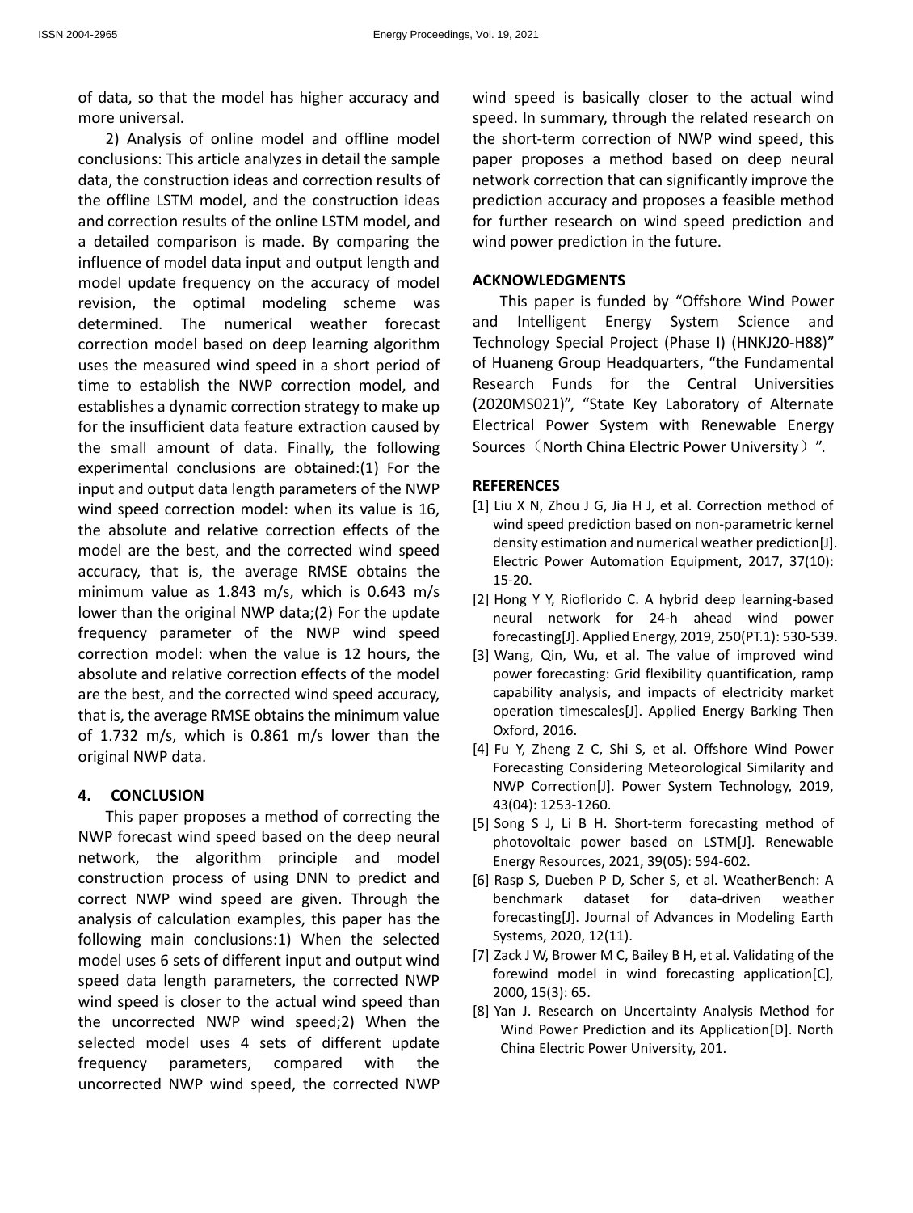of data, so that the model has higher accuracy and more universal.

2) Analysis of online model and offline model conclusions: This article analyzes in detail the sample data, the construction ideas and correction results of the offline LSTM model, and the construction ideas and correction results of the online LSTM model, and a detailed comparison is made. By comparing the influence of model data input and output length and model update frequency on the accuracy of model revision, the optimal modeling scheme was determined. The numerical weather forecast correction model based on deep learning algorithm uses the measured wind speed in a short period of time to establish the NWP correction model, and establishes a dynamic correction strategy to make up for the insufficient data feature extraction caused by the small amount of data. Finally, the following experimental conclusions are obtained:(1) For the input and output data length parameters of the NWP wind speed correction model: when its value is 16, the absolute and relative correction effects of the model are the best, and the corrected wind speed accuracy, that is, the average RMSE obtains the minimum value as 1.843 m/s, which is 0.643 m/s lower than the original NWP data;(2) For the update frequency parameter of the NWP wind speed correction model: when the value is 12 hours, the absolute and relative correction effects of the model are the best, and the corrected wind speed accuracy, that is, the average RMSE obtains the minimum value of 1.732 m/s, which is 0.861 m/s lower than the original NWP data.

## 4. CONCLUSION

This paper proposes a method of correcting the NWP forecast wind speed based on the deep neural network, the algorithm principle and model construction process of using DNN to predict and correct NWP wind speed are given. Through the analysis of calculation examples, this paper has the following main conclusions:1) When the selected model uses 6 sets of different input and output wind speed data length parameters, the corrected NWP wind speed is closer to the actual wind speed than the uncorrected NWP wind speed;2) When the selected model uses 4 sets of different update frequency parameters, compared with the uncorrected NWP wind speed, the corrected NWP wind speed is basically closer to the actual wind speed. In summary, through the related research on the short-term correction of NWP wind speed, this paper proposes a method based on deep neural network correction that can significantly improve the prediction accuracy and proposes a feasible method for further research on wind speed prediction and wind power prediction in the future.

## ACKNOWLEDGMENTS

This paper is funded by "Offshore Wind Power and Intelligent Energy System Science and Technology Special Project (Phase I) (HNKJ20-H88)" of Huaneng Group Headquarters, "the Fundamental Research Funds for the Central Universities (2020MS021)", "State Key Laboratory of Alternate Electrical Power System with Renewable Energy Sources（North China Electric Power University）".

## REFERENCES

[1] Liu X N, Zhou J G, Jia H J, et al. Correction method of wind speed prediction based on non-parametric kernel density estimation and numerical weather prediction[J]. Electric Power Automation Equipment, 2017, 37(10): 15-20.

[2] Hong Y Y, Rioflorido C. A hybrid deep learning-based neural network for 24-h ahead wind power forecasting[J]. Applied Energy, 2019, 250(PT.1): 530-539.

[3] Wang, Qin, Wu, et al. The value of improved wind power forecasting: Grid flexibility quantification, ramp capability analysis, and impacts of electricity market operation timescales[J]. Applied Energy Barking Then Oxford, 2016.

[4] Fu Y, Zheng Z C, Shi S, et al. Offshore Wind Power Forecasting Considering Meteorological Similarity and NWP Correction[J]. Power System Technology, 2019, 43(04): 1253-1260.

[5] Song S J, Li B H. Short-term forecasting method of photovoltaic power based on LSTM[J]. Renewable Energy Resources, 2021, 39(05): 594-602.

[6] Rasp S, Dueben P D, Scher S, et al. WeatherBench: A benchmark dataset for data-driven weather forecasting[J]. Journal of Advances in Modeling Earth Systems, 2020, 12(11).

[7] Zack J W, Brower M C, Bailey B H, et al. Validating of the forewind model in wind forecasting application[C], 2000, 15(3): 65.

[8] Yan J. Research on Uncertainty Analysis Method for Wind Power Prediction and its Application[D]. North China Electric Power University, 201.